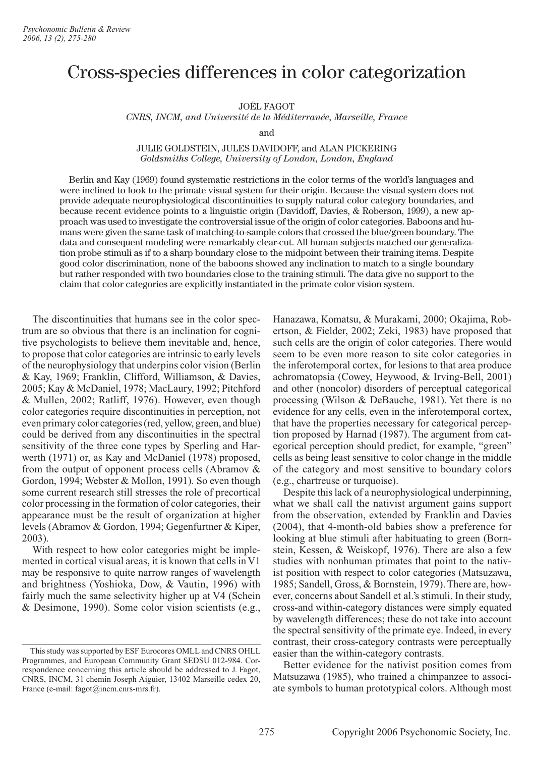# Cross-species differences in color categorization

JOËL FAGOT
*CNRS, INCM, and Université de la Méditerranée, Marseille, France*

and

JULIE GOLDSTEIN, JULES DAVIDOFF, and ALAN PICKERING
*Goldsmiths College, University of London, London, England*

Berlin and Kay (1969) found systematic restrictions in the color terms of the world's languages and were inclined to look to the primate visual system for their origin. Because the visual system does not provide adequate neurophysiological discontinuities to supply natural color category boundaries, and because recent evidence points to a linguistic origin (Davidoff, Davies, & Roberson, 1999), a new approach was used to investigate the controversial issue of the origin of color categories. Baboons and humans were given the same task of matching-to-sample colors that crossed the blue/green boundary. The data and consequent modeling were remarkably clear-cut. All human subjects matched our generalization probe stimuli as if to a sharp boundary close to the midpoint between their training items. Despite good color discrimination, none of the baboons showed any inclination to match to a single boundary but rather responded with two boundaries close to the training stimuli. The data give no support to the claim that color categories are explicitly instantiated in the primate color vision system.

The discontinuities that humans see in the color spectrum are so obvious that there is an inclination for cognitive psychologists to believe them inevitable and, hence, to propose that color categories are intrinsic to early levels of the neurophysiology that underpins color vision (Berlin & Kay, 1969; Franklin, Clifford, Williamson, & Davies, 2005; Kay & McDaniel, 1978; MacLaury, 1992; Pitchford & Mullen, 2002; Ratliff, 1976). However, even though color categories require discontinuities in perception, not even primary color categories (red, yellow, green, and blue) could be derived from any discontinuities in the spectral sensitivity of the three cone types by Sperling and Harwerth (1971) or, as Kay and McDaniel (1978) proposed, from the output of opponent process cells (Abramov & Gordon, 1994; Webster & Mollon, 1991). So even though some current research still stresses the role of precortical color processing in the formation of color categories, their appearance must be the result of organization at higher levels (Abramov & Gordon, 1994; Gegenfurtner & Kiper, 2003).

With respect to how color categories might be implemented in cortical visual areas, it is known that cells in V1 may be responsive to quite narrow ranges of wavelength and brightness (Yoshioka, Dow, & Vautin, 1996) with fairly much the same selectivity higher up at V4 (Schein & Desimone, 1990). Some color vision scientists (e.g., Hanazawa, Komatsu, & Murakami, 2000; Okajima, Robertson, & Fielder, 2002; Zeki, 1983) have proposed that such cells are the origin of color categories. There would seem to be even more reason to site color categories in the inferotemporal cortex, for lesions to that area produce achromatopsia (Cowey, Heywood, & Irving-Bell, 2001) and other (noncolor) disorders of perceptual categorical processing (Wilson & DeBauche, 1981). Yet there is no evidence for any cells, even in the inferotemporal cortex, that have the properties necessary for categorical perception proposed by Harnad (1987). The argument from categorical perception should predict, for example, "green" cells as being least sensitive to color change in the middle of the category and most sensitive to boundary colors (e.g., chartreuse or turquoise).

Despite this lack of a neurophysiological underpinning, what we shall call the nativist argument gains support from the observation, extended by Franklin and Davies (2004), that 4-month-old babies show a preference for looking at blue stimuli after habituating to green (Bornstein, Kessen, & Weiskopf, 1976). There are also a few studies with nonhuman primates that point to the nativist position with respect to color categories (Matsuzawa, 1985; Sandell, Gross, & Bornstein, 1979). There are, however, concerns about Sandell et al.'s stimuli. In their study, cross-and within-category distances were simply equated by wavelength differences; these do not take into account the spectral sensitivity of the primate eye. Indeed, in every contrast, their cross-category contrasts were perceptually easier than the within-category contrasts.

Better evidence for the nativist position comes from Matsuzawa (1985), who trained a chimpanzee to associate symbols to human prototypical colors. Although most

This study was supported by ESF Eurocores OMLL and CNRS OHLL Programmes, and European Community Grant SEDSU 012-984. Correspondence concerning this article should be addressed to J. Fagot, CNRS, INCM, 31 chemin Joseph Aiguier, 13402 Marseille cedex 20, France (e-mail: fagot@incm.cnrs-mrs.fr).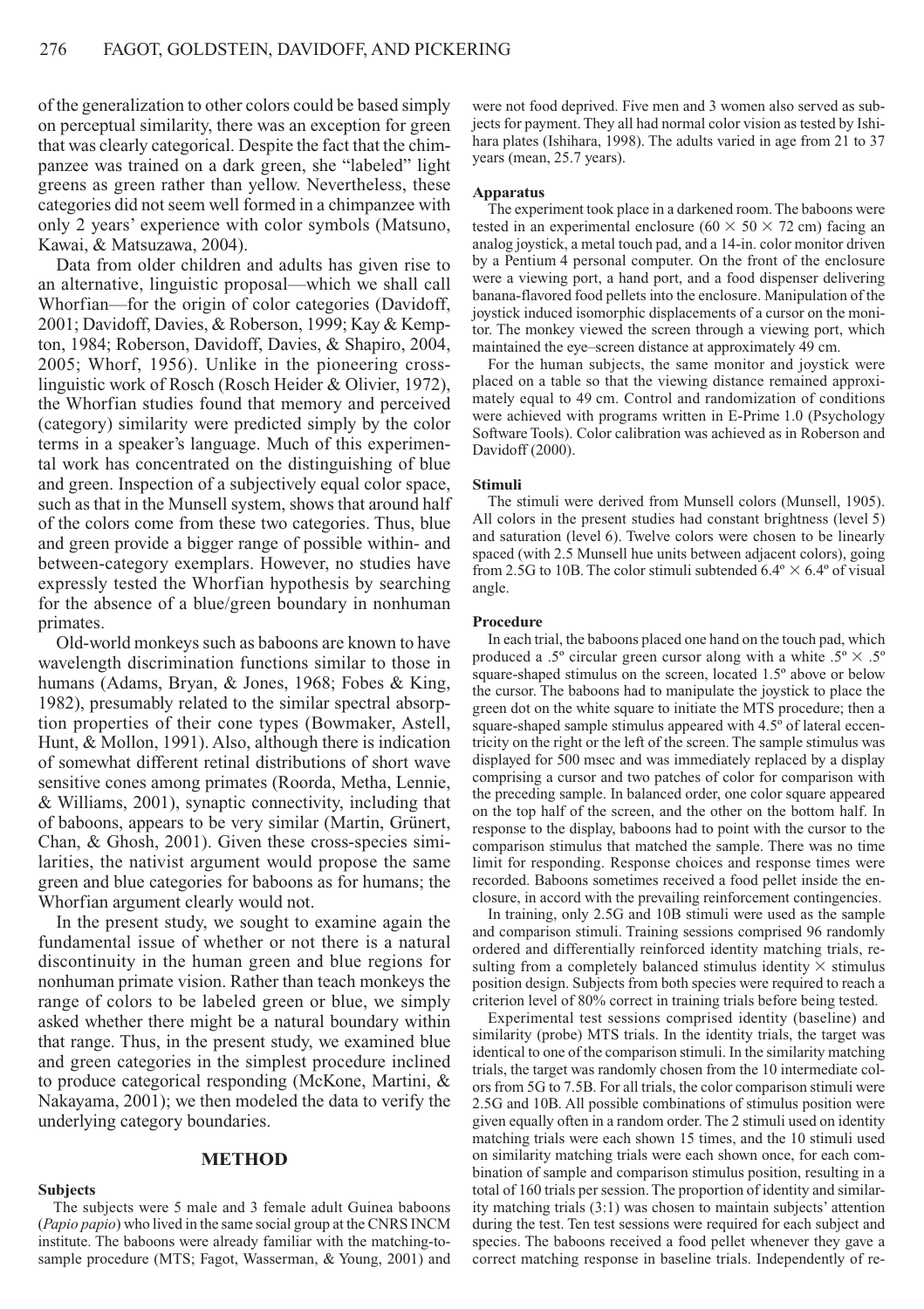of the generalization to other colors could be based simply on perceptual similarity, there was an exception for green that was clearly categorical. Despite the fact that the chimpanzee was trained on a dark green, she "labeled" light greens as green rather than yellow. Nevertheless, these categories did not seem well formed in a chimpanzee with only 2 years' experience with color symbols (Matsuno, Kawai, & Matsuzawa, 2004).

Data from older children and adults has given rise to an alternative, linguistic proposal—which we shall call Whorfian—for the origin of color categories (Davidoff, 2001; Davidoff, Davies, & Roberson, 1999; Kay & Kempton, 1984; Roberson, Davidoff, Davies, & Shapiro, 2004, 2005; Whorf, 1956). Unlike in the pioneering cross-linguistic work of Rosch (Rosch Heider & Olivier, 1972), the Whorfian studies found that memory and perceived (category) similarity were predicted simply by the color terms in a speaker's language. Much of this experimental work has concentrated on the distinguishing of blue and green. Inspection of a subjectively equal color space, such as that in the Munsell system, shows that around half of the colors come from these two categories. Thus, blue and green provide a bigger range of possible within- and between-category exemplars. However, no studies have expressly tested the Whorfian hypothesis by searching for the absence of a blue/green boundary in nonhuman primates.

Old-world monkeys such as baboons are known to have wavelength discrimination functions similar to those in humans (Adams, Bryan, & Jones, 1968; Fobes & King, 1982), presumably related to the similar spectral absorption properties of their cone types (Bowmaker, Astell, Hunt, & Mollon, 1991). Also, although there is indication of somewhat different retinal distributions of short wave sensitive cones among primates (Roorda, Metha, Lennie, & Williams, 2001), synaptic connectivity, including that of baboons, appears to be very similar (Martin, Grünert, Chan, & Ghosh, 2001). Given these cross-species similarities, the nativist argument would propose the same green and blue categories for baboons as for humans; the Whorfian argument clearly would not.

In the present study, we sought to examine again the fundamental issue of whether or not there is a natural discontinuity in the human green and blue regions for nonhuman primate vision. Rather than teach monkeys the range of colors to be labeled green or blue, we simply asked whether there might be a natural boundary within that range. Thus, in the present study, we examined blue and green categories in the simplest procedure inclined to produce categorical responding (McKone, Martini, & Nakayama, 2001); we then modeled the data to verify the underlying category boundaries.

## METHOD

### Subjects

The subjects were 5 male and 3 female adult Guinea baboons (*Papio papio*) who lived in the same social group at the CNRS INCM institute. The baboons were already familiar with the matching-to-sample procedure (MTS; Fagot, Wasserman, & Young, 2001) and were not food deprived. Five men and 3 women also served as subjects for payment. They all had normal color vision as tested by Ishihara plates (Ishihara, 1998). The adults varied in age from 21 to 37 years (mean, 25.7 years).

### Apparatus

The experiment took place in a darkened room. The baboons were tested in an experimental enclosure ($60 \times 50 \times 72$ cm) facing an analog joystick, a metal touch pad, and a 14-in. color monitor driven by a Pentium 4 personal computer. On the front of the enclosure were a viewing port, a hand port, and a food dispenser delivering banana-flavored food pellets into the enclosure. Manipulation of the joystick induced isomorphic displacements of a cursor on the monitor. The monkey viewed the screen through a viewing port, which maintained the eye–screen distance at approximately 49 cm.

For the human subjects, the same monitor and joystick were placed on a table so that the viewing distance remained approximately equal to 49 cm. Control and randomization of conditions were achieved with programs written in E-Prime 1.0 (Psychology Software Tools). Color calibration was achieved as in Roberson and Davidoff (2000).

### Stimuli

The stimuli were derived from Munsell colors (Munsell, 1905). All colors in the present studies had constant brightness (level 5) and saturation (level 6). Twelve colors were chosen to be linearly spaced (with 2.5 Munsell hue units between adjacent colors), going from 2.5G to 10B. The color stimuli subtended $6.4° \times 6.4°$ of visual angle.

### Procedure

In each trial, the baboons placed one hand on the touch pad, which produced a .5° circular green cursor along with a white $.5° \times .5°$ square-shaped stimulus on the screen, located 1.5° above or below the cursor. The baboons had to manipulate the joystick to place the green dot on the white square to initiate the MTS procedure; then a square-shaped sample stimulus appeared with 4.5° of lateral eccentricity on the right or the left of the screen. The sample stimulus was displayed for 500 msec and was immediately replaced by a display comprising a cursor and two patches of color for comparison with the preceding sample. In balanced order, one color square appeared on the top half of the screen, and the other on the bottom half. In response to the display, baboons had to point with the cursor to the comparison stimulus that matched the sample. There was no time limit for responding. Response choices and response times were recorded. Baboons sometimes received a food pellet inside the enclosure, in accord with the prevailing reinforcement contingencies.

In training, only 2.5G and 10B stimuli were used as the sample and comparison stimuli. Training sessions comprised 96 randomly ordered and differentially reinforced identity matching trials, resulting from a completely balanced stimulus identity $\times$ stimulus position design. Subjects from both species were required to reach a criterion level of 80% correct in training trials before being tested.

Experimental test sessions comprised identity (baseline) and similarity (probe) MTS trials. In the identity trials, the target was identical to one of the comparison stimuli. In the similarity matching trials, the target was randomly chosen from the 10 intermediate colors from 5G to 7.5B. For all trials, the color comparison stimuli were 2.5G and 10B. All possible combinations of stimulus position were given equally often in a random order. The 2 stimuli used on identity matching trials were each shown 15 times, and the 10 stimuli used on similarity matching trials were each shown once, for each combination of sample and comparison stimulus position, resulting in a total of 160 trials per session. The proportion of identity and similarity matching trials (3:1) was chosen to maintain subjects' attention during the test. Ten test sessions were required for each subject and species. The baboons received a food pellet whenever they gave a correct matching response in baseline trials. Independently of re-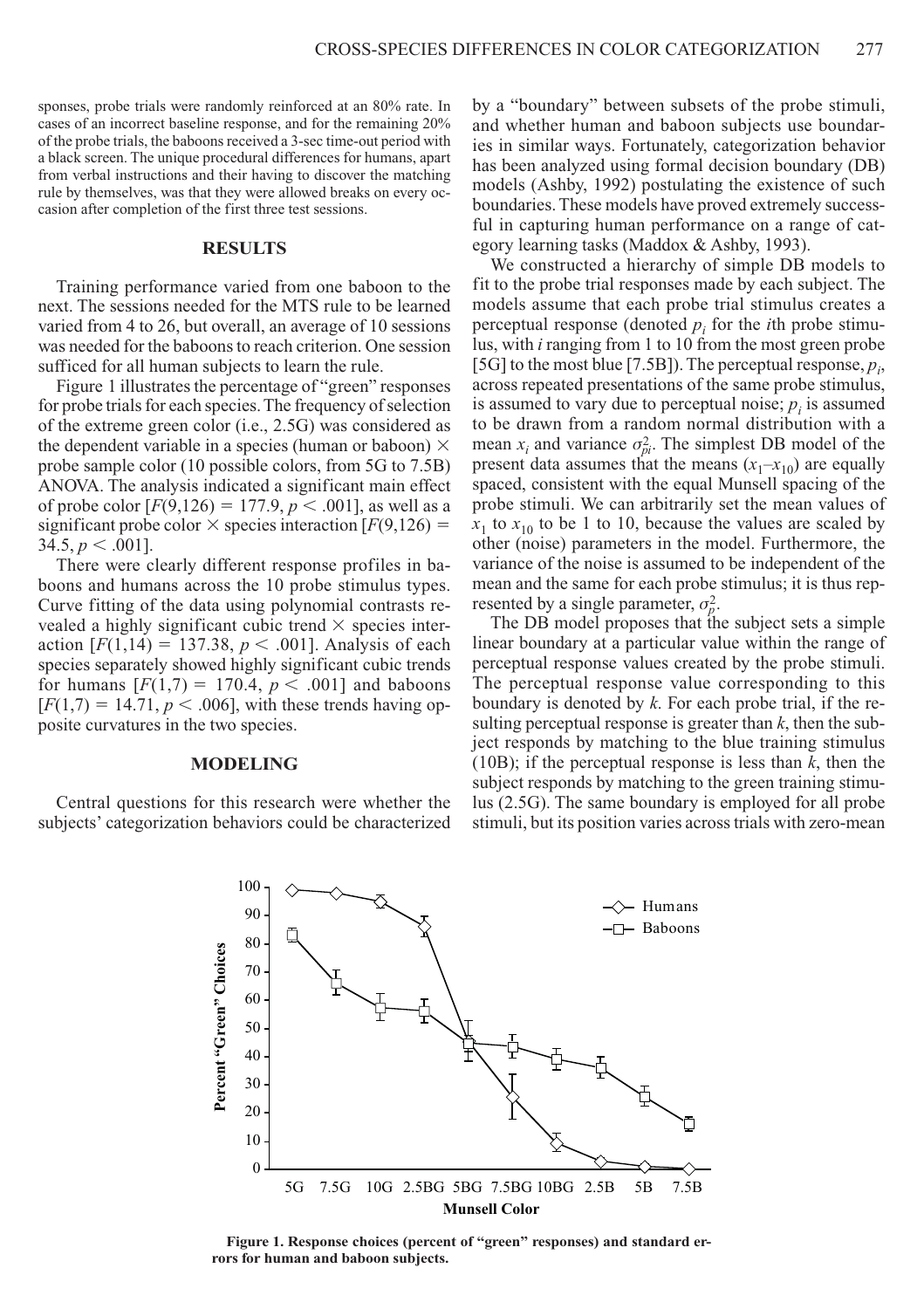sponses, probe trials were randomly reinforced at an 80% rate. In cases of an incorrect baseline response, and for the remaining 20% of the probe trials, the baboons received a 3-sec time-out period with a black screen. The unique procedural differences for humans, apart from verbal instructions and their having to discover the matching rule by themselves, was that they were allowed breaks on every occasion after completion of the first three test sessions.

## RESULTS

Training performance varied from one baboon to the next. The sessions needed for the MTS rule to be learned varied from 4 to 26, but overall, an average of 10 sessions was needed for the baboons to reach criterion. One session sufficed for all human subjects to learn the rule.

Figure 1 illustrates the percentage of "green" responses for probe trials for each species. The frequency of selection of the extreme green color (i.e., 2.5G) was considered as the dependent variable in a species (human or baboon) × probe sample color (10 possible colors, from 5G to 7.5B) ANOVA. The analysis indicated a significant main effect of probe color [$F(9,126) = 177.9$, $p < .001$], as well as a significant probe color × species interaction [$F(9,126) = 34.5$, $p < .001$].

There were clearly different response profiles in baboons and humans across the 10 probe stimulus types. Curve fitting of the data using polynomial contrasts revealed a highly significant cubic trend × species interaction [$F(1,14) = 137.38$, $p < .001$]. Analysis of each species separately showed highly significant cubic trends for humans [$F(1,7) = 170.4$, $p < .001$] and baboons [$F(1,7) = 14.71$, $p < .006$], with these trends having opposite curvatures in the two species.

## MODELING

Central questions for this research were whether the subjects' categorization behaviors could be characterized by a "boundary" between subsets of the probe stimuli, and whether human and baboon subjects use boundaries in similar ways. Fortunately, categorization behavior has been analyzed using formal decision boundary (DB) models (Ashby, 1992) postulating the existence of such boundaries. These models have proved extremely successful in capturing human performance on a range of category learning tasks (Maddox & Ashby, 1993).

We constructed a hierarchy of simple DB models to fit to the probe trial responses made by each subject. The models assume that each probe trial stimulus creates a perceptual response (denoted $p_i$ for the $i$th probe stimulus, with $i$ ranging from 1 to 10 from the most green probe [5G] to the most blue [7.5B]). The perceptual response, $p_i$, across repeated presentations of the same probe stimulus, is assumed to vary due to perceptual noise; $p_i$ is assumed to be drawn from a random normal distribution with a mean $x_i$ and variance $\sigma_{pi}^2$. The simplest DB model of the present data assumes that the means ($x_1$–$x_{10}$) are equally spaced, consistent with the equal Munsell spacing of the probe stimuli. We can arbitrarily set the mean values of $x_1$ to $x_{10}$ to be 1 to 10, because the values are scaled by other (noise) parameters in the model. Furthermore, the variance of the noise is assumed to be independent of the mean and the same for each probe stimulus; it is thus represented by a single parameter, $\sigma_p^2$.

The DB model proposes that the subject sets a simple linear boundary at a particular value within the range of perceptual response values created by the probe stimuli. The perceptual response value corresponding to this boundary is denoted by $k$. For each probe trial, if the resulting perceptual response is greater than $k$, then the subject responds by matching to the blue training stimulus (10B); if the perceptual response is less than $k$, then the subject responds by matching to the green training stimulus (2.5G). The same boundary is employed for all probe stimuli, but its position varies across trials with zero-mean

**Figure 1. Response choices (percent of "green" responses) and standard errors for human and baboon subjects.**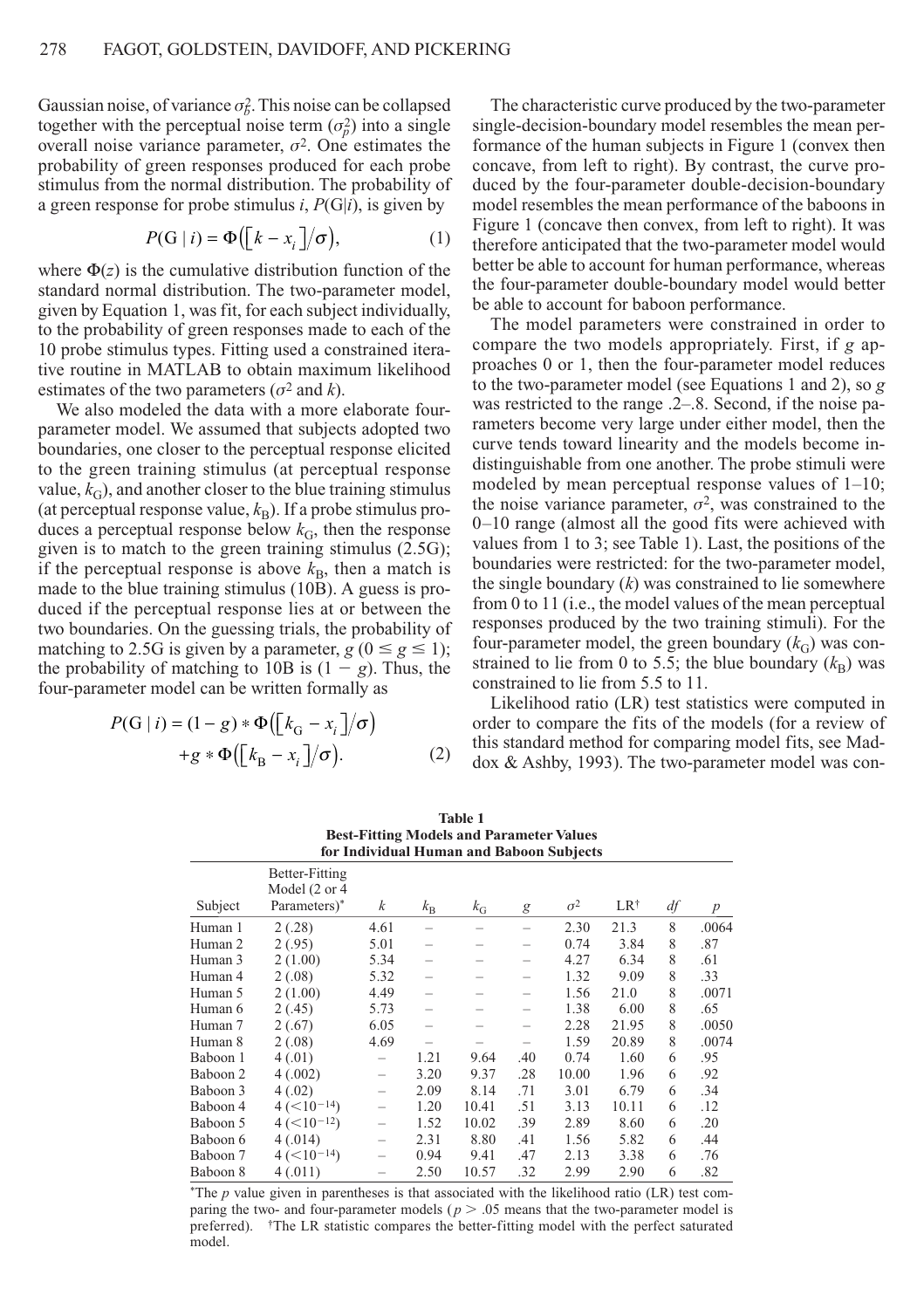Gaussian noise, of variance $\sigma_b^2$. This noise can be collapsed together with the perceptual noise term ($\sigma_p^2$) into a single overall noise variance parameter, $\sigma^2$. One estimates the probability of green responses produced for each probe stimulus from the normal distribution. The probability of a green response for probe stimulus $i$, $P(\mathrm{G}|i)$, is given by

$$P(\mathrm{G} \mid i) = \Phi\big(\big[k - x_i\big]/\sigma\big), \tag{1}$$

where $\Phi(z)$ is the cumulative distribution function of the standard normal distribution. The two-parameter model, given by Equation 1, was fit, for each subject individually, to the probability of green responses made to each of the 10 probe stimulus types. Fitting used a constrained iterative routine in MATLAB to obtain maximum likelihood estimates of the two parameters ($\sigma^2$ and $k$).

We also modeled the data with a more elaborate four-parameter model. We assumed that subjects adopted two boundaries, one closer to the perceptual response elicited to the green training stimulus (at perceptual response value, $k_{\mathrm{G}}$), and another closer to the blue training stimulus (at perceptual response value, $k_{\mathrm{B}}$). If a probe stimulus produces a perceptual response below $k_{\mathrm{G}}$, then the response given is to match to the green training stimulus (2.5G); if the perceptual response is above $k_{\mathrm{B}}$, then a match is made to the blue training stimulus (10B). A guess is produced if the perceptual response lies at or between the two boundaries. On the guessing trials, the probability of matching to 2.5G is given by a parameter, $g$ ($0 \leq g \leq 1$); the probability of matching to 10B is $(1 - g)$. Thus, the four-parameter model can be written formally as

$$P(\mathrm{G} \mid i) = (1 - g) * \Phi\big(\big[k_{\mathrm{G}} - x_i\big]/\sigma\big) + g * \Phi\big(\big[k_{\mathrm{B}} - x_i\big]/\sigma\big). \tag{2}$$

The characteristic curve produced by the two-parameter single-decision-boundary model resembles the mean performance of the human subjects in Figure 1 (convex then concave, from left to right). By contrast, the curve produced by the four-parameter double-decision-boundary model resembles the mean performance of the baboons in Figure 1 (concave then convex, from left to right). It was therefore anticipated that the two-parameter model would better be able to account for human performance, whereas the four-parameter double-boundary model would better be able to account for baboon performance.

The model parameters were constrained in order to compare the two models appropriately. First, if $g$ approaches 0 or 1, then the four-parameter model reduces to the two-parameter model (see Equations 1 and 2), so $g$ was restricted to the range .2–.8. Second, if the noise parameters become very large under either model, then the curve tends toward linearity and the models become indistinguishable from one another. The probe stimuli were modeled by mean perceptual response values of 1–10; the noise variance parameter, $\sigma^2$, was constrained to the 0–10 range (almost all the good fits were achieved with values from 1 to 3; see Table 1). Last, the positions of the boundaries were restricted: for the two-parameter model, the single boundary ($k$) was constrained to lie somewhere from 0 to 11 (i.e., the model values of the mean perceptual responses produced by the two training stimuli). For the four-parameter model, the green boundary ($k_{\mathrm{G}}$) was constrained to lie from 0 to 5.5; the blue boundary ($k_{\mathrm{B}}$) was constrained to lie from 5.5 to 11.

Likelihood ratio (LR) test statistics were computed in order to compare the fits of the models (for a review of this standard method for comparing model fits, see Maddox & Ashby, 1993). The two-parameter model was con-

**Table 1**
**Best-Fitting Models and Parameter Values for Individual Human and Baboon Subjects**

| Subject | Better-Fitting Model (2 or 4 Parameters)* | $k$ | $k_{\mathrm{B}}$ | $k_{\mathrm{G}}$ | $g$ | $\sigma^2$ | LR† | $df$ | $p$ |
|---|---|---|---|---|---|---|---|---|---|
| Human 1 | 2 (.28) | 4.61 | – | – | – | 2.30 | 21.3 | 8 | .0064 |
| Human 2 | 2 (.95) | 5.01 | – | – | – | 0.74 | 3.84 | 8 | .87 |
| Human 3 | 2 (1.00) | 5.34 | – | – | – | 4.27 | 6.34 | 8 | .61 |
| Human 4 | 2 (.08) | 5.32 | – | – | – | 1.32 | 9.09 | 8 | .33 |
| Human 5 | 2 (1.00) | 4.49 | – | – | – | 1.56 | 21.0 | 8 | .0071 |
| Human 6 | 2 (.45) | 5.73 | – | – | – | 1.38 | 6.00 | 8 | .65 |
| Human 7 | 2 (.67) | 6.05 | – | – | – | 2.28 | 21.95 | 8 | .0050 |
| Human 8 | 2 (.08) | 4.69 | – | – | – | 1.59 | 20.89 | 8 | .0074 |
| Baboon 1 | 4 (.01) | – | 1.21 | 9.64 | .40 | 0.74 | 1.60 | 6 | .95 |
| Baboon 2 | 4 (.002) | – | 3.20 | 9.37 | .28 | 10.00 | 1.96 | 6 | .92 |
| Baboon 3 | 4 (.02) | – | 2.09 | 8.14 | .71 | 3.01 | 6.79 | 6 | .34 |
| Baboon 4 | 4 ($<10^{-14}$) | – | 1.20 | 10.41 | .51 | 3.13 | 10.11 | 6 | .12 |
| Baboon 5 | 4 ($<10^{-12}$) | – | 1.52 | 10.02 | .39 | 2.89 | 8.60 | 6 | .20 |
| Baboon 6 | 4 (.014) | – | 2.31 | 8.80 | .41 | 1.56 | 5.82 | 6 | .44 |
| Baboon 7 | 4 ($<10^{-14}$) | – | 0.94 | 9.41 | .47 | 2.13 | 3.38 | 6 | .76 |
| Baboon 8 | 4 (.011) | – | 2.50 | 10.57 | .32 | 2.99 | 2.90 | 6 | .82 |

*The $p$ value given in parentheses is that associated with the likelihood ratio (LR) test comparing the two- and four-parameter models ($p > .05$ means that the two-parameter model is preferred). †The LR statistic compares the better-fitting model with the perfect saturated model.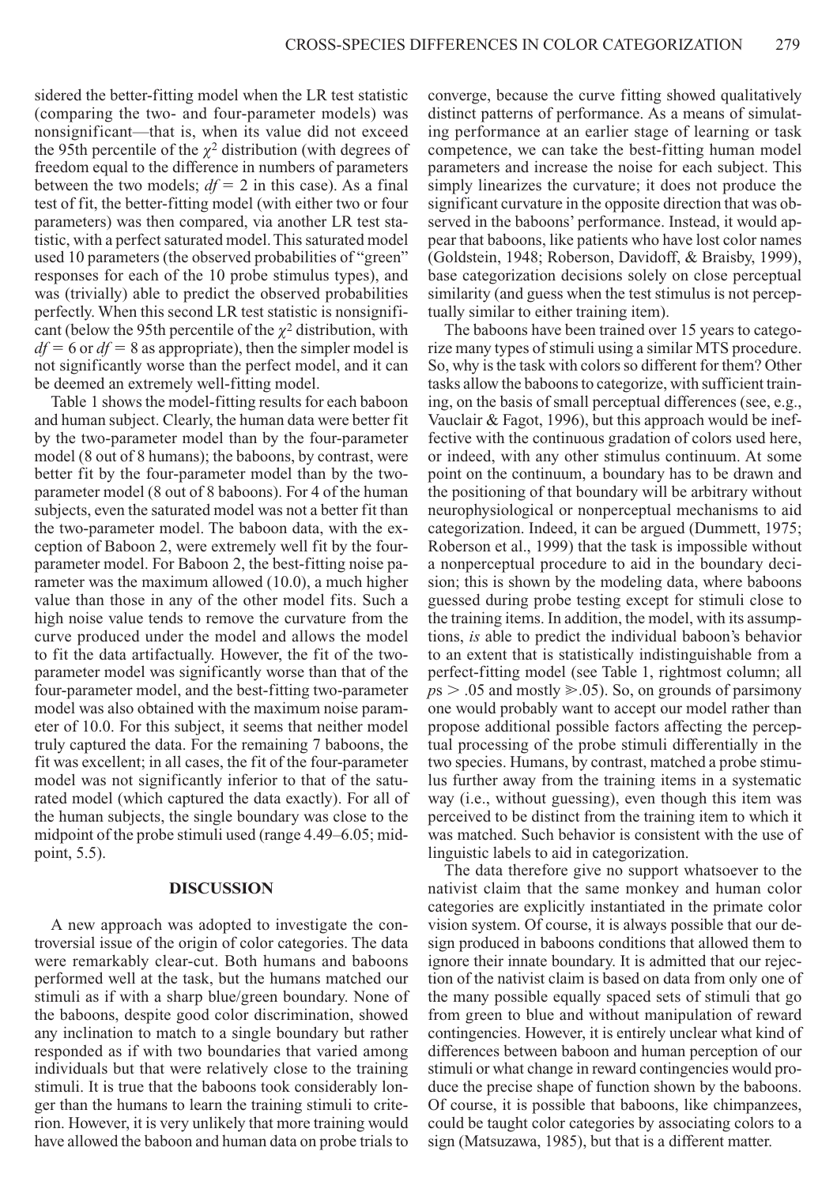sidered the better-fitting model when the LR test statistic (comparing the two- and four-parameter models) was nonsignificant—that is, when its value did not exceed the 95th percentile of the $\chi^2$ distribution (with degrees of freedom equal to the difference in numbers of parameters between the two models; $df = 2$ in this case). As a final test of fit, the better-fitting model (with either two or four parameters) was then compared, via another LR test statistic, with a perfect saturated model. This saturated model used 10 parameters (the observed probabilities of "green" responses for each of the 10 probe stimulus types), and was (trivially) able to predict the observed probabilities perfectly. When this second LR test statistic is nonsignificant (below the 95th percentile of the $\chi^2$ distribution, with $df = 6$ or $df = 8$ as appropriate), then the simpler model is not significantly worse than the perfect model, and it can be deemed an extremely well-fitting model.

Table 1 shows the model-fitting results for each baboon and human subject. Clearly, the human data were better fit by the two-parameter model than by the four-parameter model (8 out of 8 humans); the baboons, by contrast, were better fit by the four-parameter model than by the two-parameter model (8 out of 8 baboons). For 4 of the human subjects, even the saturated model was not a better fit than the two-parameter model. The baboon data, with the exception of Baboon 2, were extremely well fit by the four-parameter model. For Baboon 2, the best-fitting noise parameter was the maximum allowed (10.0), a much higher value than those in any of the other model fits. Such a high noise value tends to remove the curvature from the curve produced under the model and allows the model to fit the data artifactually. However, the fit of the two-parameter model was significantly worse than that of the four-parameter model, and the best-fitting two-parameter model was also obtained with the maximum noise parameter of 10.0. For this subject, it seems that neither model truly captured the data. For the remaining 7 baboons, the fit was excellent; in all cases, the fit of the four-parameter model was not significantly inferior to that of the saturated model (which captured the data exactly). For all of the human subjects, the single boundary was close to the midpoint of the probe stimuli used (range 4.49–6.05; midpoint, 5.5).

## DISCUSSION

A new approach was adopted to investigate the controversial issue of the origin of color categories. The data were remarkably clear-cut. Both humans and baboons performed well at the task, but the humans matched our stimuli as if with a sharp blue/green boundary. None of the baboons, despite good color discrimination, showed any inclination to match to a single boundary but rather responded as if with two boundaries that varied among individuals but that were relatively close to the training stimuli. It is true that the baboons took considerably longer than the humans to learn the training stimuli to criterion. However, it is very unlikely that more training would have allowed the baboon and human data on probe trials to converge, because the curve fitting showed qualitatively distinct patterns of performance. As a means of simulating performance at an earlier stage of learning or task competence, we can take the best-fitting human model parameters and increase the noise for each subject. This simply linearizes the curvature; it does not produce the significant curvature in the opposite direction that was observed in the baboons' performance. Instead, it would appear that baboons, like patients who have lost color names (Goldstein, 1948; Roberson, Davidoff, & Braisby, 1999), base categorization decisions solely on close perceptual similarity (and guess when the test stimulus is not perceptually similar to either training item).

The baboons have been trained over 15 years to categorize many types of stimuli using a similar MTS procedure. So, why is the task with colors so different for them? Other tasks allow the baboons to categorize, with sufficient training, on the basis of small perceptual differences (see, e.g., Vauclair & Fagot, 1996), but this approach would be ineffective with the continuous gradation of colors used here, or indeed, with any other stimulus continuum. At some point on the continuum, a boundary has to be drawn and the positioning of that boundary will be arbitrary without neurophysiological or nonperceptual mechanisms to aid categorization. Indeed, it can be argued (Dummett, 1975; Roberson et al., 1999) that the task is impossible without a nonperceptual procedure to aid in the boundary decision; this is shown by the modeling data, where baboons guessed during probe testing except for stimuli close to the training items. In addition, the model, with its assumptions, *is* able to predict the individual baboon's behavior to an extent that is statistically indistinguishable from a perfect-fitting model (see Table 1, rightmost column; all $ps > .05$ and mostly $\gg .05$). So, on grounds of parsimony one would probably want to accept our model rather than propose additional possible factors affecting the perceptual processing of the probe stimuli differentially in the two species. Humans, by contrast, matched a probe stimulus further away from the training items in a systematic way (i.e., without guessing), even though this item was perceived to be distinct from the training item to which it was matched. Such behavior is consistent with the use of linguistic labels to aid in categorization.

The data therefore give no support whatsoever to the nativist claim that the same monkey and human color categories are explicitly instantiated in the primate color vision system. Of course, it is always possible that our design produced in baboons conditions that allowed them to ignore their innate boundary. It is admitted that our rejection of the nativist claim is based on data from only one of the many possible equally spaced sets of stimuli that go from green to blue and without manipulation of reward contingencies. However, it is entirely unclear what kind of differences between baboon and human perception of our stimuli or what change in reward contingencies would produce the precise shape of function shown by the baboons. Of course, it is possible that baboons, like chimpanzees, could be taught color categories by associating colors to a sign (Matsuzawa, 1985), but that is a different matter.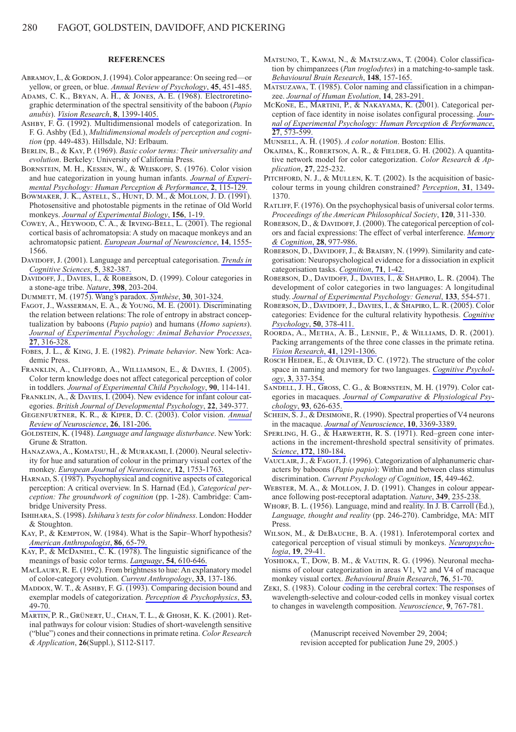## REFERENCES

Abramov, I., & Gordon, J. (1994). Color appearance: On seeing red—or yellow, or green, or blue. *Annual Review of Psychology*, **45**, 451-485.

Adams, C. K., Bryan, A. H., & Jones, A. E. (1968). Electroretinographic determination of the spectral sensitivity of the baboon (*Papio anubis*). *Vision Research*, **8**, 1399-1405.

Ashby, F. G. (1992). Multidimensional models of categorization. In F. G. Ashby (Ed.), *Multidimensional models of perception and cognition* (pp. 449-483). Hillsdale, NJ: Erlbaum.

Berlin, B., & Kay, P. (1969). *Basic color terms: Their universality and evolution*. Berkeley: University of California Press.

Bornstein, M. H., Kessen, W., & Weiskopf, S. (1976). Color vision and hue categorization in young human infants. *Journal of Experimental Psychology: Human Perception & Performance*, **2**, 115-129.

Bowmaker, J. K., Astell, S., Hunt, D. M., & Mollon, J. D. (1991). Photosensitive and photostable pigments in the retinae of Old World monkeys. *Journal of Experimental Biology*, **156**, 1-19.

Cowey, A., Heywood, C. A., & Irving-Bell, L. (2001). The regional cortical basis of achromatopsia: A study on macaque monkeys and an achromatopsic patient. *European Journal of Neuroscience*, **14**, 1555-1566.

Davidoff, J. (2001). Language and perceptual categorisation. *Trends in Cognitive Sciences*, **5**, 382-387.

Davidoff, J., Davies, I., & Roberson, D. (1999). Colour categories in a stone-age tribe. *Nature*, **398**, 203-204.

Dummett, M. (1975). Wang's paradox. *Synthèse*, **30**, 301-324.

Fagot, J., Wasserman, E. A., & Young, M. E. (2001). Discriminating the relation between relations: The role of entropy in abstract conceptualization by baboons (*Papio papio*) and humans (*Homo sapiens*). *Journal of Experimental Psychology: Animal Behavior Processes*, **27**, 316-328.

Fobes, J. L., & King, J. E. (1982). *Primate behavior*. New York: Academic Press.

Franklin, A., Clifford, A., Williamson, E., & Davies, I. (2005). Color term knowledge does not affect categorical perception of color in toddlers. *Journal of Experimental Child Psychology*, **90**, 114-141.

Franklin, A., & Davies, I. (2004). New evidence for infant colour categories. *British Journal of Developmental Psychology*, **22**, 349-377.

Gegenfurtner, K. R., & Kiper, D. C. (2003). Color vision. *Annual Review of Neuroscience*, **26**, 181-206.

Goldstein, K. (1948). *Language and language disturbance*. New York: Grune & Stratton.

Hanazawa, A., Komatsu, H., & Murakami, I. (2000). Neural selectivity for hue and saturation of colour in the primary visual cortex of the monkey. *European Journal of Neuroscience*, **12**, 1753-1763.

Harnad, S. (1987). Psychophysical and cognitive aspects of categorical perception: A critical overview. In S. Harnad (Ed.), *Categorical perception: The groundwork of cognition* (pp. 1-28). Cambridge: Cambridge University Press.

Ishihara, S. (1998). *Ishihara's tests for color blindness*. London: Hodder & Stoughton.

Kay, P., & Kempton, W. (1984). What is the Sapir–Whorf hypothesis? *American Anthropologist*, **86**, 65-79.

Kay, P., & McDaniel, C. K. (1978). The linguistic significance of the meanings of basic color terms. *Language*, **54**, 610-646.

MacLaury, R. E. (1992). From brightness to hue: An explanatory model of color-category evolution. *Current Anthropology*, **33**, 137-186.

Maddox, W. T., & Ashby, F. G. (1993). Comparing decision bound and exemplar models of categorization. *Perception & Psychophysics*, **53**, 49-70.

Martin, P. R., Grünert, U., Chan, T. L., & Ghosh, K. K. (2001). Retinal pathways for colour vision: Studies of short-wavelength sensitive ("blue") cones and their connections in primate retina. *Color Research & Application*, **26**(Suppl.), S112-S117.

Matsuno, T., Kawai, N., & Matsuzawa, T. (2004). Color classification by chimpanzees (*Pan troglodytes*) in a matching-to-sample task. *Behavioural Brain Research*, **148**, 157-165.

Matsuzawa, T. (1985). Color naming and classification in a chimpanzee. *Journal of Human Evolution*, **14**, 283-291.

McKone, E., Martini, P., & Nakayama, K. (2001). Categorical perception of face identity in noise isolates configural processing. *Journal of Experimental Psychology: Human Perception & Performance*, **27**, 573-599.

Munsell, A. H. (1905). *A color notation*. Boston: Ellis.

Okajima, K., Robertson, A. R., & Fielder, G. H. (2002). A quantitative network model for color categorization. *Color Research & Application*, **27**, 225-232.

Pitchford, N. J., & Mullen, K. T. (2002). Is the acquisition of basic-colour terms in young children constrained? *Perception*, **31**, 1349-1370.

Ratliff, F. (1976). On the psychophysical basis of universal color terms. *Proceedings of the American Philosophical Society*, **120**, 311-330.

Roberson, D., & Davidoff, J. (2000). The categorical perception of colors and facial expressions: The effect of verbal interference. *Memory & Cognition*, **28**, 977-986.

Roberson, D., Davidoff, J., & Braisby, N. (1999). Similarity and categorisation: Neuropsychological evidence for a dissociation in explicit categorisation tasks. *Cognition*, **71**, 1-42.

Roberson, D., Davidoff, J., Davies, I., & Shapiro, L. R. (2004). The development of color categories in two languages: A longitudinal study. *Journal of Experimental Psychology: General*, **133**, 554-571.

Roberson, D., Davidoff, J., Davies, I., & Shapiro, L. R. (2005). Color categories: Evidence for the cultural relativity hypothesis. *Cognitive Psychology*, **50**, 378-411.

Roorda, A., Metha, A. B., Lennie, P., & Williams, D. R. (2001). Packing arrangements of the three cone classes in the primate retina. *Vision Research*, **41**, 1291-1306.

Rosch Heider, E., & Olivier, D. C. (1972). The structure of the color space in naming and memory for two languages. *Cognitive Psychology*, **3**, 337-354.

Sandell, J. H., Gross, C. G., & Bornstein, M. H. (1979). Color categories in macaques. *Journal of Comparative & Physiological Psychology*, **93**, 626-635.

Schein, S. J., & Desimone, R. (1990). Spectral properties of V4 neurons in the macaque. *Journal of Neuroscience*, **10**, 3369-3389.

Sperling, H. G., & Harwerth, R. S. (1971). Red–green cone interactions in the increment-threshold spectral sensitivity of primates. *Science*, **172**, 180-184.

Vauclair, J., & Fagot, J. (1996). Categorization of alphanumeric characters by baboons (*Papio papio*): Within and between class stimulus discrimination. *Current Psychology of Cognition*, **15**, 449-462.

Webster, M. A., & Mollon, J. D. (1991). Changes in colour appearance following post-receptoral adaptation. *Nature*, **349**, 235-238.

Whorf, B. L. (1956). Language, mind and reality. In J. B. Carroll (Ed.), *Language, thought and reality* (pp. 246-270). Cambridge, MA: MIT Press.

Wilson, M., & DeBauche, B. A. (1981). Inferotemporal cortex and categorical perception of visual stimuli by monkeys. *Neuropsychologia*, **19**, 29-41.

Yoshioka, T., Dow, B. M., & Vautin, R. G. (1996). Neuronal mechanisms of colour categorization in areas V1, V2 and V4 of macaque monkey visual cortex. *Behavioural Brain Research*, **76**, 51-70.

Zeki, S. (1983). Colour coding in the cerebral cortex: The responses of wavelength-selective and colour-coded cells in monkey visual cortex to changes in wavelength composition. *Neuroscience*, **9**, 767-781.

(Manuscript received November 29, 2004; revision accepted for publication June 29, 2005.)